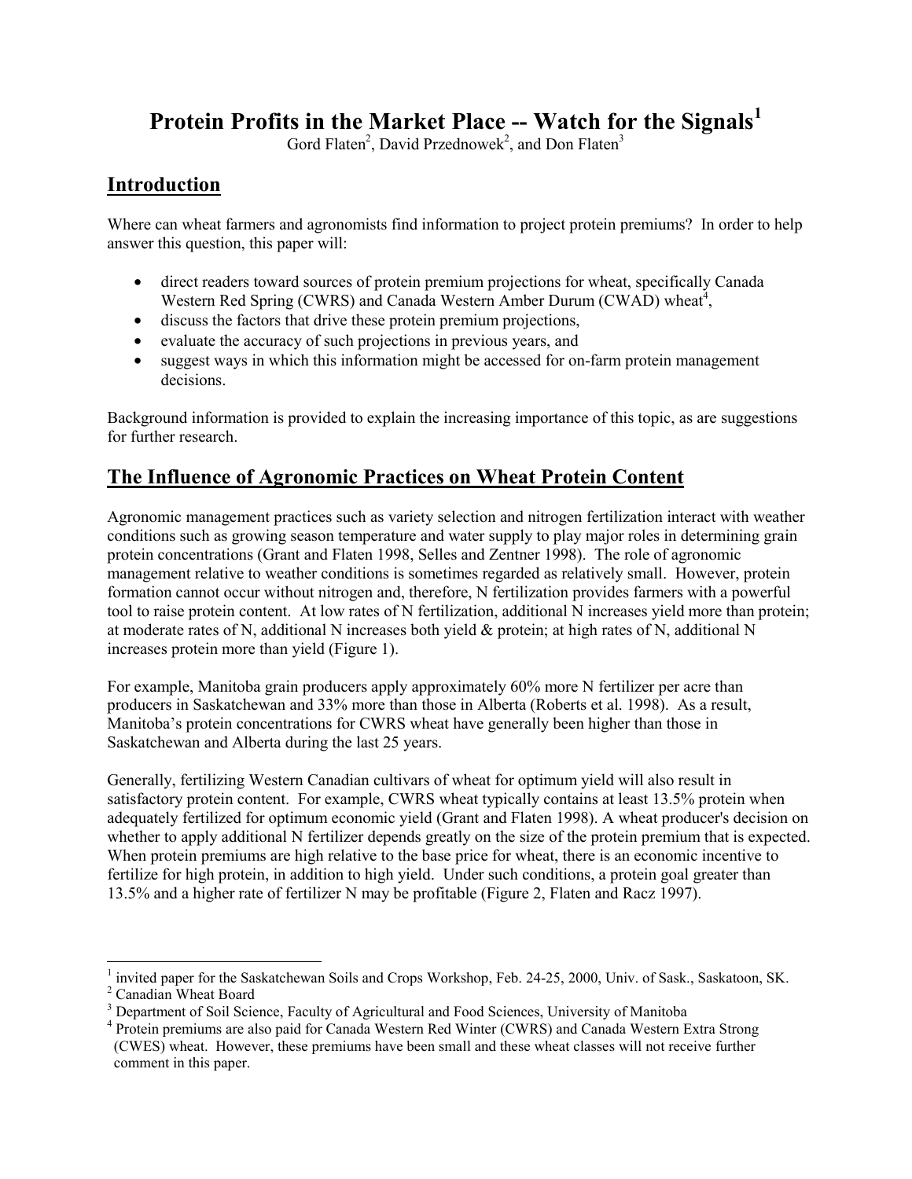# Protein Profits in the Market Place -- Watch for the Signals[1]

Gord Flaten[2], David Przednowek[2], and Don Flaten[3]

## Introduction

Where can wheat farmers and agronomists find information to project protein premiums? In order to help answer this question, this paper will:

- direct readers toward sources of protein premium projections for wheat, specifically Canada Western Red Spring (CWRS) and Canada Western Amber Durum (CWAD) wheat[4],
- discuss the factors that drive these protein premium projections,
- evaluate the accuracy of such projections in previous years, and
- suggest ways in which this information might be accessed for on-farm protein management decisions.

Background information is provided to explain the increasing importance of this topic, as are suggestions for further research.

## The Influence of Agronomic Practices on Wheat Protein Content

Agronomic management practices such as variety selection and nitrogen fertilization interact with weather conditions such as growing season temperature and water supply to play major roles in determining grain protein concentrations (Grant and Flaten 1998, Selles and Zentner 1998). The role of agronomic management relative to weather conditions is sometimes regarded as relatively small. However, protein formation cannot occur without nitrogen and, therefore, N fertilization provides farmers with a powerful tool to raise protein content. At low rates of N fertilization, additional N increases yield more than protein; at moderate rates of N, additional N increases both yield & protein; at high rates of N, additional N increases protein more than yield (Figure 1).

For example, Manitoba grain producers apply approximately 60% more N fertilizer per acre than producers in Saskatchewan and 33% more than those in Alberta (Roberts et al. 1998). As a result, Manitoba's protein concentrations for CWRS wheat have generally been higher than those in Saskatchewan and Alberta during the last 25 years.

Generally, fertilizing Western Canadian cultivars of wheat for optimum yield will also result in satisfactory protein content. For example, CWRS wheat typically contains at least 13.5% protein when adequately fertilized for optimum economic yield (Grant and Flaten 1998). A wheat producer's decision on whether to apply additional N fertilizer depends greatly on the size of the protein premium that is expected. When protein premiums are high relative to the base price for wheat, there is an economic incentive to fertilize for high protein, in addition to high yield. Under such conditions, a protein goal greater than 13.5% and a higher rate of fertilizer N may be profitable (Figure 2, Flaten and Racz 1997).

---

[1] invited paper for the Saskatchewan Soils and Crops Workshop, Feb. 24-25, 2000, Univ. of Sask., Saskatoon, SK.

[2] Canadian Wheat Board

[3] Department of Soil Science, Faculty of Agricultural and Food Sciences, University of Manitoba

[4] Protein premiums are also paid for Canada Western Red Winter (CWRS) and Canada Western Extra Strong (CWES) wheat. However, these premiums have been small and these wheat classes will not receive further comment in this paper.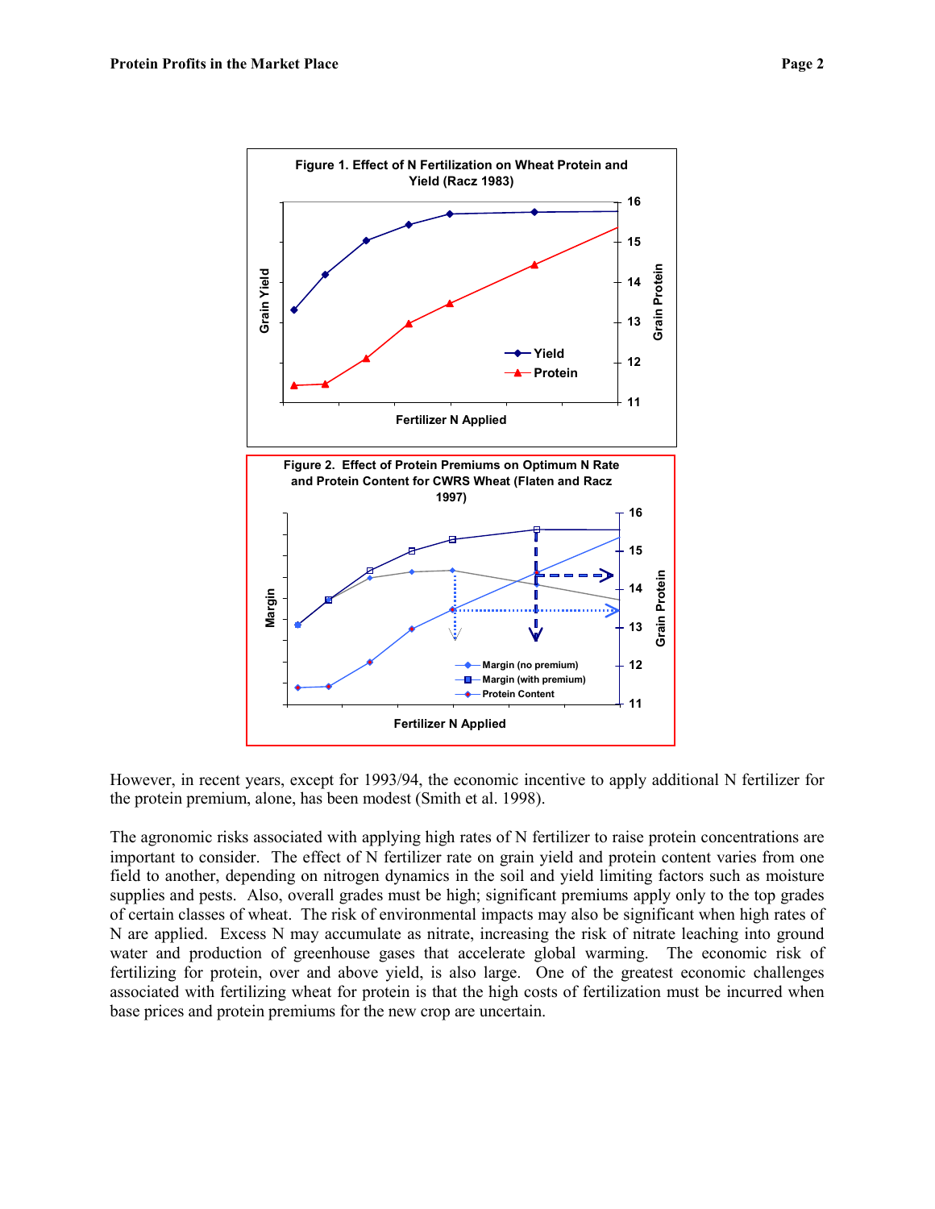**Figure 1. Effect of N Fertilization on Wheat Protein and Yield (Racz 1983)**

**Figure 2. Effect of Protein Premiums on Optimum N Rate and Protein Content for CWRS Wheat (Flaten and Racz 1997)**

However, in recent years, except for 1993/94, the economic incentive to apply additional N fertilizer for the protein premium, alone, has been modest (Smith et al. 1998).

The agronomic risks associated with applying high rates of N fertilizer to raise protein concentrations are important to consider. The effect of N fertilizer rate on grain yield and protein content varies from one field to another, depending on nitrogen dynamics in the soil and yield limiting factors such as moisture supplies and pests. Also, overall grades must be high; significant premiums apply only to the top grades of certain classes of wheat. The risk of environmental impacts may also be significant when high rates of N are applied. Excess N may accumulate as nitrate, increasing the risk of nitrate leaching into ground water and production of greenhouse gases that accelerate global warming. The economic risk of fertilizing for protein, over and above yield, is also large. One of the greatest economic challenges associated with fertilizing wheat for protein is that the high costs of fertilization must be incurred when base prices and protein premiums for the new crop are uncertain.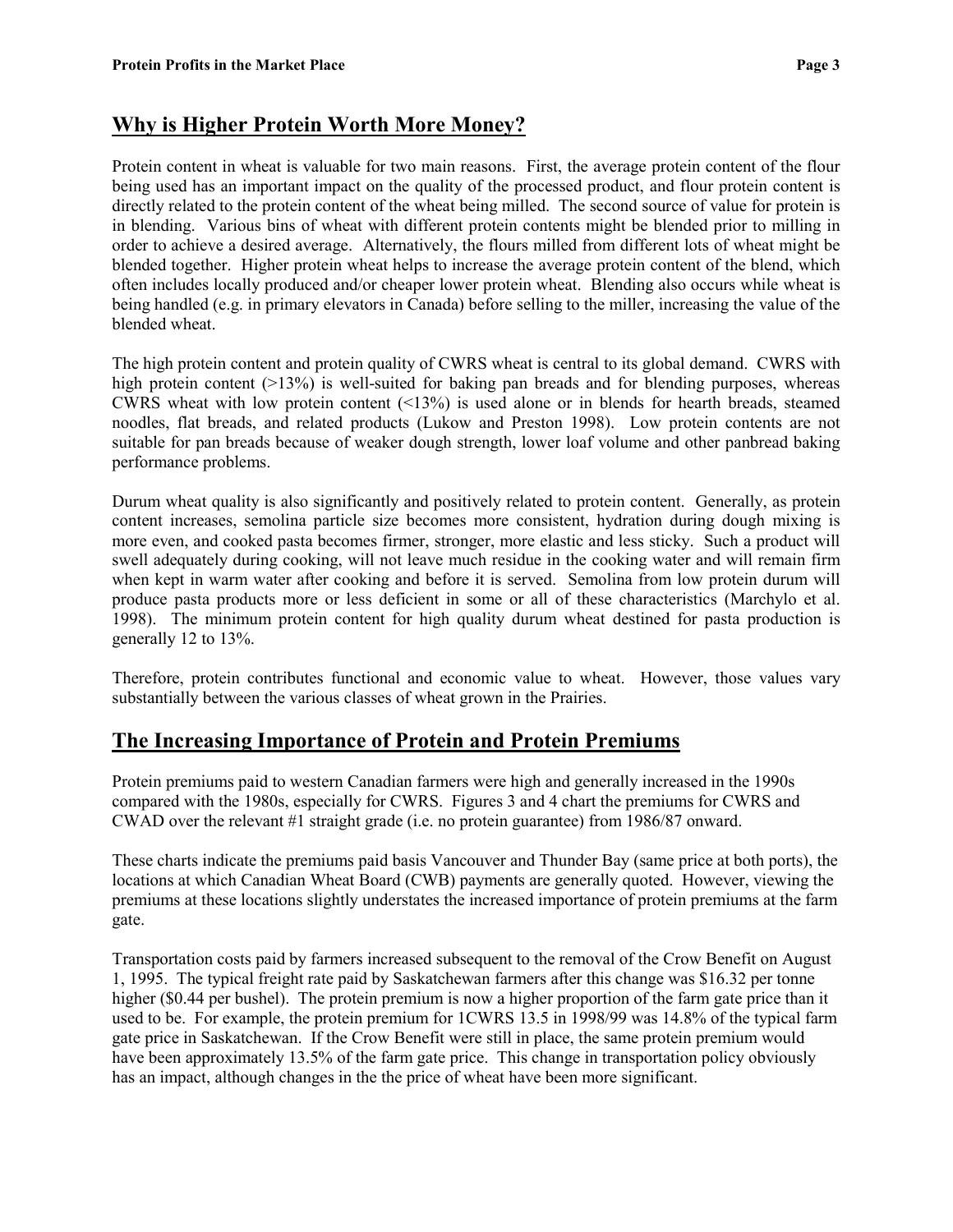## Why is Higher Protein Worth More Money?

Protein content in wheat is valuable for two main reasons. First, the average protein content of the flour being used has an important impact on the quality of the processed product, and flour protein content is directly related to the protein content of the wheat being milled. The second source of value for protein is in blending. Various bins of wheat with different protein contents might be blended prior to milling in order to achieve a desired average. Alternatively, the flours milled from different lots of wheat might be blended together. Higher protein wheat helps to increase the average protein content of the blend, which often includes locally produced and/or cheaper lower protein wheat. Blending also occurs while wheat is being handled (e.g. in primary elevators in Canada) before selling to the miller, increasing the value of the blended wheat.

The high protein content and protein quality of CWRS wheat is central to its global demand. CWRS with high protein content (>13%) is well-suited for baking pan breads and for blending purposes, whereas CWRS wheat with low protein content (<13%) is used alone or in blends for hearth breads, steamed noodles, flat breads, and related products (Lukow and Preston 1998). Low protein contents are not suitable for pan breads because of weaker dough strength, lower loaf volume and other panbread baking performance problems.

Durum wheat quality is also significantly and positively related to protein content. Generally, as protein content increases, semolina particle size becomes more consistent, hydration during dough mixing is more even, and cooked pasta becomes firmer, stronger, more elastic and less sticky. Such a product will swell adequately during cooking, will not leave much residue in the cooking water and will remain firm when kept in warm water after cooking and before it is served. Semolina from low protein durum will produce pasta products more or less deficient in some or all of these characteristics (Marchylo et al. 1998). The minimum protein content for high quality durum wheat destined for pasta production is generally 12 to 13%.

Therefore, protein contributes functional and economic value to wheat. However, those values vary substantially between the various classes of wheat grown in the Prairies.

## The Increasing Importance of Protein and Protein Premiums

Protein premiums paid to western Canadian farmers were high and generally increased in the 1990s compared with the 1980s, especially for CWRS. Figures 3 and 4 chart the premiums for CWRS and CWAD over the relevant #1 straight grade (i.e. no protein guarantee) from 1986/87 onward.

These charts indicate the premiums paid basis Vancouver and Thunder Bay (same price at both ports), the locations at which Canadian Wheat Board (CWB) payments are generally quoted. However, viewing the premiums at these locations slightly understates the increased importance of protein premiums at the farm gate.

Transportation costs paid by farmers increased subsequent to the removal of the Crow Benefit on August 1, 1995. The typical freight rate paid by Saskatchewan farmers after this change was $16.32 per tonne higher ($0.44 per bushel). The protein premium is now a higher proportion of the farm gate price than it used to be. For example, the protein premium for 1CWRS 13.5 in 1998/99 was 14.8% of the typical farm gate price in Saskatchewan. If the Crow Benefit were still in place, the same protein premium would have been approximately 13.5% of the farm gate price. This change in transportation policy obviously has an impact, although changes in the the price of wheat have been more significant.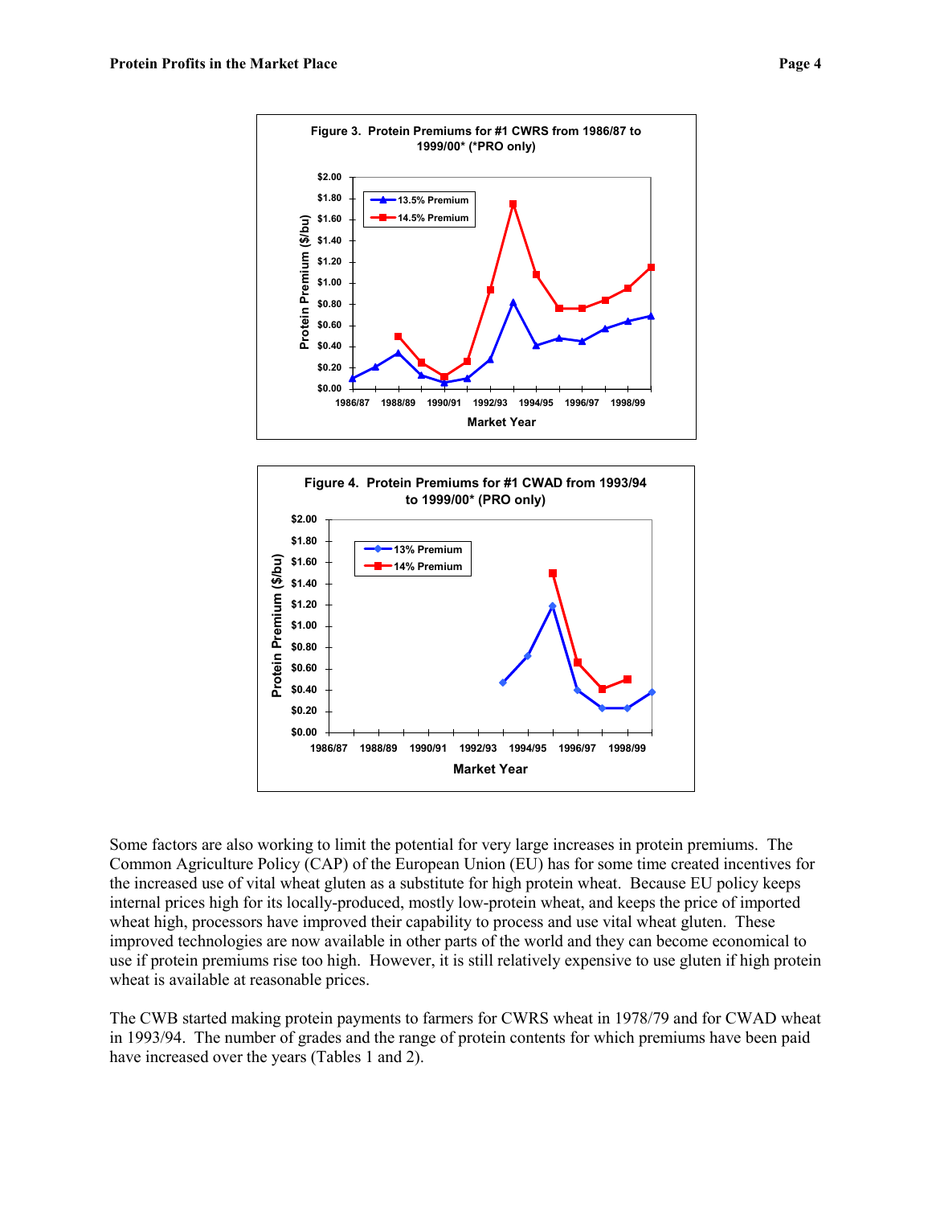Figure 3. Protein Premiums for #1 CWRS from 1986/87 to 1999/00* (*PRO only)

Figure 4. Protein Premiums for #1 CWAD from 1993/94 to 1999/00* (PRO only)

Some factors are also working to limit the potential for very large increases in protein premiums. The Common Agriculture Policy (CAP) of the European Union (EU) has for some time created incentives for the increased use of vital wheat gluten as a substitute for high protein wheat. Because EU policy keeps internal prices high for its locally-produced, mostly low-protein wheat, and keeps the price of imported wheat high, processors have improved their capability to process and use vital wheat gluten. These improved technologies are now available in other parts of the world and they can become economical to use if protein premiums rise too high. However, it is still relatively expensive to use gluten if high protein wheat is available at reasonable prices.

The CWB started making protein payments to farmers for CWRS wheat in 1978/79 and for CWAD wheat in 1993/94. The number of grades and the range of protein contents for which premiums have been paid have increased over the years (Tables 1 and 2).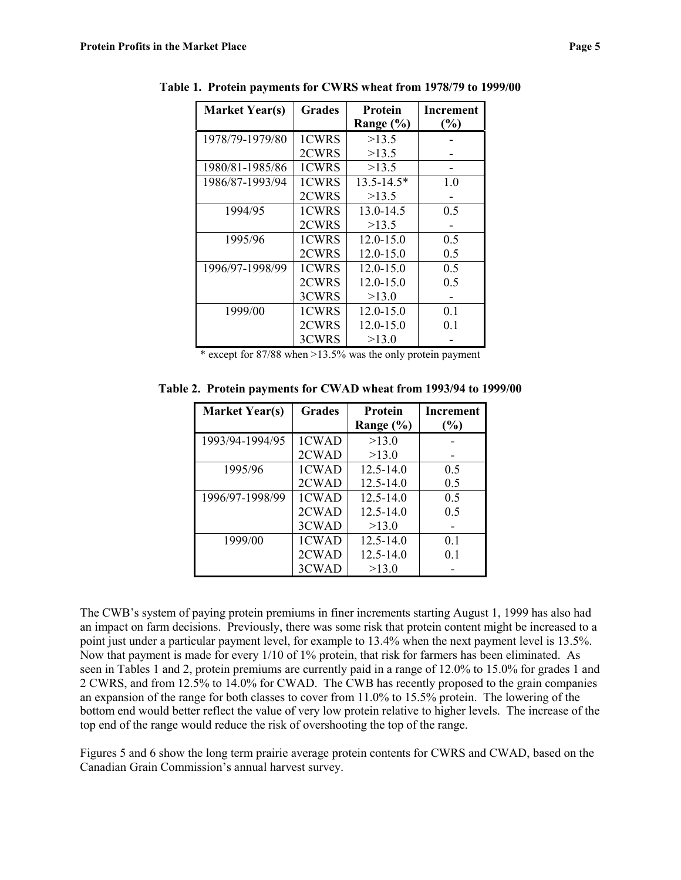**Table 1. Protein payments for CWRS wheat from 1978/79 to 1999/00**

| Market Year(s) | Grades | Protein Range (%) | Increment (%) |
|---|---|---|---|
| 1978/79-1979/80 | 1CWRS | >13.5 | - |
| | 2CWRS | >13.5 | - |
| 1980/81-1985/86 | 1CWRS | >13.5 | - |
| 1986/87-1993/94 | 1CWRS | 13.5-14.5* | 1.0 |
| | 2CWRS | >13.5 | - |
| 1994/95 | 1CWRS | 13.0-14.5 | 0.5 |
| | 2CWRS | >13.5 | - |
| 1995/96 | 1CWRS | 12.0-15.0 | 0.5 |
| | 2CWRS | 12.0-15.0 | 0.5 |
| 1996/97-1998/99 | 1CWRS | 12.0-15.0 | 0.5 |
| | 2CWRS | 12.0-15.0 | 0.5 |
| | 3CWRS | >13.0 | - |
| 1999/00 | 1CWRS | 12.0-15.0 | 0.1 |
| | 2CWRS | 12.0-15.0 | 0.1 |
| | 3CWRS | >13.0 | - |

* except for 87/88 when >13.5% was the only protein payment

**Table 2. Protein payments for CWAD wheat from 1993/94 to 1999/00**

| Market Year(s) | Grades | Protein Range (%) | Increment (%) |
|---|---|---|---|
| 1993/94-1994/95 | 1CWAD | >13.0 | - |
| | 2CWAD | >13.0 | - |
| 1995/96 | 1CWAD | 12.5-14.0 | 0.5 |
| | 2CWAD | 12.5-14.0 | 0.5 |
| 1996/97-1998/99 | 1CWAD | 12.5-14.0 | 0.5 |
| | 2CWAD | 12.5-14.0 | 0.5 |
| | 3CWAD | >13.0 | - |
| 1999/00 | 1CWAD | 12.5-14.0 | 0.1 |
| | 2CWAD | 12.5-14.0 | 0.1 |
| | 3CWAD | >13.0 | - |

The CWB's system of paying protein premiums in finer increments starting August 1, 1999 has also had an impact on farm decisions. Previously, there was some risk that protein content might be increased to a point just under a particular payment level, for example to 13.4% when the next payment level is 13.5%. Now that payment is made for every 1/10 of 1% protein, that risk for farmers has been eliminated. As seen in Tables 1 and 2, protein premiums are currently paid in a range of 12.0% to 15.0% for grades 1 and 2 CWRS, and from 12.5% to 14.0% for CWAD. The CWB has recently proposed to the grain companies an expansion of the range for both classes to cover from 11.0% to 15.5% protein. The lowering of the bottom end would better reflect the value of very low protein relative to higher levels. The increase of the top end of the range would reduce the risk of overshooting the top of the range.

Figures 5 and 6 show the long term prairie average protein contents for CWRS and CWAD, based on the Canadian Grain Commission's annual harvest survey.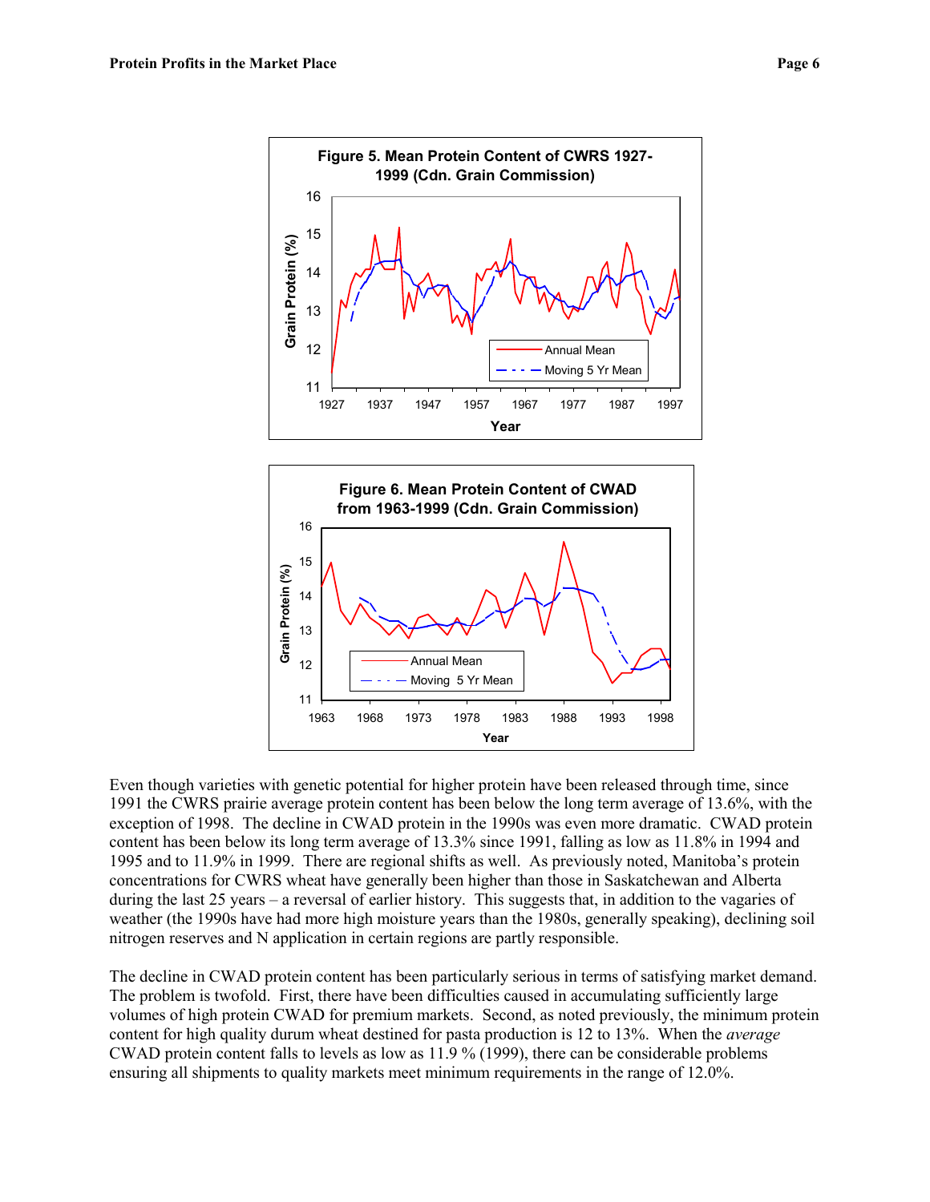**Figure 5. Mean Protein Content of CWRS 1927-1999 (Cdn. Grain Commission)**

**Figure 6. Mean Protein Content of CWAD from 1963-1999 (Cdn. Grain Commission)**

Even though varieties with genetic potential for higher protein have been released through time, since 1991 the CWRS prairie average protein content has been below the long term average of 13.6%, with the exception of 1998. The decline in CWAD protein in the 1990s was even more dramatic. CWAD protein content has been below its long term average of 13.3% since 1991, falling as low as 11.8% in 1994 and 1995 and to 11.9% in 1999. There are regional shifts as well. As previously noted, Manitoba's protein concentrations for CWRS wheat have generally been higher than those in Saskatchewan and Alberta during the last 25 years – a reversal of earlier history. This suggests that, in addition to the vagaries of weather (the 1990s have had more high moisture years than the 1980s, generally speaking), declining soil nitrogen reserves and N application in certain regions are partly responsible.

The decline in CWAD protein content has been particularly serious in terms of satisfying market demand. The problem is twofold. First, there have been difficulties caused in accumulating sufficiently large volumes of high protein CWAD for premium markets. Second, as noted previously, the minimum protein content for high quality durum wheat destined for pasta production is 12 to 13%. When the *average* CWAD protein content falls to levels as low as 11.9 % (1999), there can be considerable problems ensuring all shipments to quality markets meet minimum requirements in the range of 12.0%.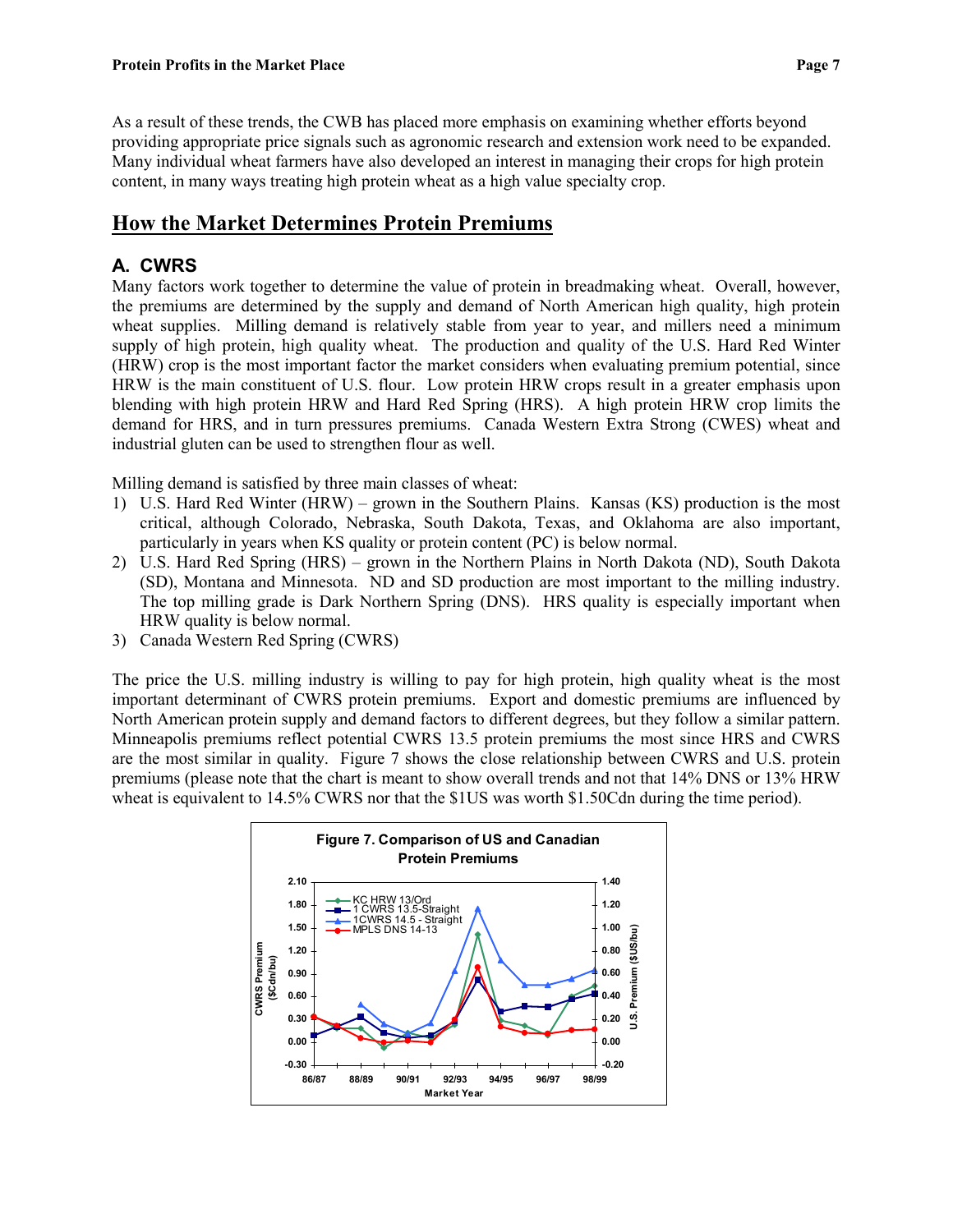As a result of these trends, the CWB has placed more emphasis on examining whether efforts beyond providing appropriate price signals such as agronomic research and extension work need to be expanded. Many individual wheat farmers have also developed an interest in managing their crops for high protein content, in many ways treating high protein wheat as a high value specialty crop.

## How the Market Determines Protein Premiums

### A. CWRS

Many factors work together to determine the value of protein in breadmaking wheat. Overall, however, the premiums are determined by the supply and demand of North American high quality, high protein wheat supplies. Milling demand is relatively stable from year to year, and millers need a minimum supply of high protein, high quality wheat. The production and quality of the U.S. Hard Red Winter (HRW) crop is the most important factor the market considers when evaluating premium potential, since HRW is the main constituent of U.S. flour. Low protein HRW crops result in a greater emphasis upon blending with high protein HRW and Hard Red Spring (HRS). A high protein HRW crop limits the demand for HRS, and in turn pressures premiums. Canada Western Extra Strong (CWES) wheat and industrial gluten can be used to strengthen flour as well.

Milling demand is satisfied by three main classes of wheat:

1) U.S. Hard Red Winter (HRW) – grown in the Southern Plains. Kansas (KS) production is the most critical, although Colorado, Nebraska, South Dakota, Texas, and Oklahoma are also important, particularly in years when KS quality or protein content (PC) is below normal.
2) U.S. Hard Red Spring (HRS) – grown in the Northern Plains in North Dakota (ND), South Dakota (SD), Montana and Minnesota. ND and SD production are most important to the milling industry. The top milling grade is Dark Northern Spring (DNS). HRS quality is especially important when HRW quality is below normal.
3) Canada Western Red Spring (CWRS)

The price the U.S. milling industry is willing to pay for high protein, high quality wheat is the most important determinant of CWRS protein premiums. Export and domestic premiums are influenced by North American protein supply and demand factors to different degrees, but they follow a similar pattern. Minneapolis premiums reflect potential CWRS 13.5 protein premiums the most since HRS and CWRS are the most similar in quality. Figure 7 shows the close relationship between CWRS and U.S. protein premiums (please note that the chart is meant to show overall trends and not that 14% DNS or 13% HRW wheat is equivalent to 14.5% CWRS nor that the $1US was worth $1.50Cdn during the time period).

Figure 7. Comparison of US and Canadian Protein Premiums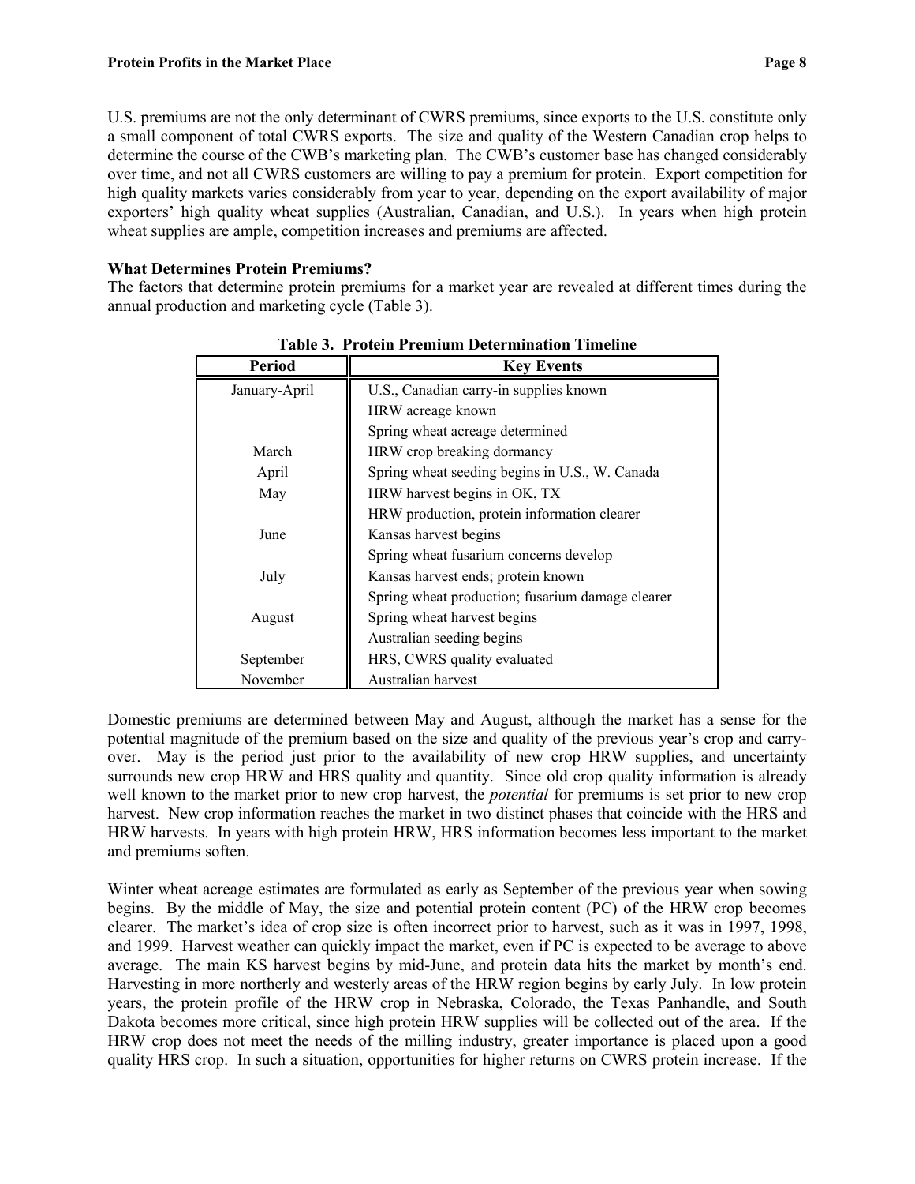U.S. premiums are not the only determinant of CWRS premiums, since exports to the U.S. constitute only a small component of total CWRS exports. The size and quality of the Western Canadian crop helps to determine the course of the CWB's marketing plan. The CWB's customer base has changed considerably over time, and not all CWRS customers are willing to pay a premium for protein. Export competition for high quality markets varies considerably from year to year, depending on the export availability of major exporters' high quality wheat supplies (Australian, Canadian, and U.S.). In years when high protein wheat supplies are ample, competition increases and premiums are affected.

**What Determines Protein Premiums?**

The factors that determine protein premiums for a market year are revealed at different times during the annual production and marketing cycle (Table 3).

**Table 3. Protein Premium Determination Timeline**

| Period | Key Events |
|---|---|
| January-April | U.S., Canadian carry-in supplies known |
| | HRW acreage known |
| | Spring wheat acreage determined |
| March | HRW crop breaking dormancy |
| April | Spring wheat seeding begins in U.S., W. Canada |
| May | HRW harvest begins in OK, TX |
| | HRW production, protein information clearer |
| June | Kansas harvest begins |
| | Spring wheat fusarium concerns develop |
| July | Kansas harvest ends; protein known |
| | Spring wheat production; fusarium damage clearer |
| August | Spring wheat harvest begins |
| | Australian seeding begins |
| September | HRS, CWRS quality evaluated |
| November | Australian harvest |

Domestic premiums are determined between May and August, although the market has a sense for the potential magnitude of the premium based on the size and quality of the previous year's crop and carry-over. May is the period just prior to the availability of new crop HRW supplies, and uncertainty surrounds new crop HRW and HRS quality and quantity. Since old crop quality information is already well known to the market prior to new crop harvest, the *potential* for premiums is set prior to new crop harvest. New crop information reaches the market in two distinct phases that coincide with the HRS and HRW harvests. In years with high protein HRW, HRS information becomes less important to the market and premiums soften.

Winter wheat acreage estimates are formulated as early as September of the previous year when sowing begins. By the middle of May, the size and potential protein content (PC) of the HRW crop becomes clearer. The market's idea of crop size is often incorrect prior to harvest, such as it was in 1997, 1998, and 1999. Harvest weather can quickly impact the market, even if PC is expected to be average to above average. The main KS harvest begins by mid-June, and protein data hits the market by month's end. Harvesting in more northerly and westerly areas of the HRW region begins by early July. In low protein years, the protein profile of the HRW crop in Nebraska, Colorado, the Texas Panhandle, and South Dakota becomes more critical, since high protein HRW supplies will be collected out of the area. If the HRW crop does not meet the needs of the milling industry, greater importance is placed upon a good quality HRS crop. In such a situation, opportunities for higher returns on CWRS protein increase. If the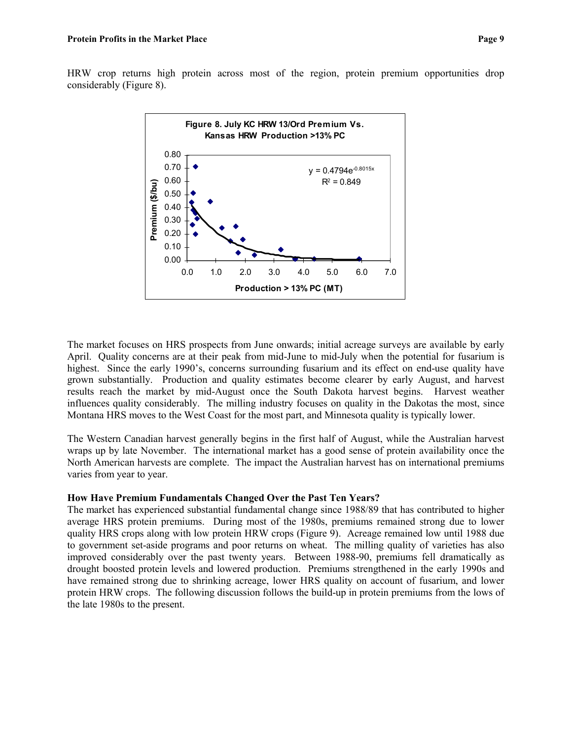HRW crop returns high protein across most of the region, protein premium opportunities drop considerably (Figure 8).

**Figure 8. July KC HRW 13/Ord Premium Vs. Kansas HRW Production >13% PC**

$y = 0.4794e^{-0.8015x}$

$R^2 = 0.849$

The market focuses on HRS prospects from June onwards; initial acreage surveys are available by early April. Quality concerns are at their peak from mid-June to mid-July when the potential for fusarium is highest. Since the early 1990's, concerns surrounding fusarium and its effect on end-use quality have grown substantially. Production and quality estimates become clearer by early August, and harvest results reach the market by mid-August once the South Dakota harvest begins. Harvest weather influences quality considerably. The milling industry focuses on quality in the Dakotas the most, since Montana HRS moves to the West Coast for the most part, and Minnesota quality is typically lower.

The Western Canadian harvest generally begins in the first half of August, while the Australian harvest wraps up by late November. The international market has a good sense of protein availability once the North American harvests are complete. The impact the Australian harvest has on international premiums varies from year to year.

**How Have Premium Fundamentals Changed Over the Past Ten Years?**

The market has experienced substantial fundamental change since 1988/89 that has contributed to higher average HRS protein premiums. During most of the 1980s, premiums remained strong due to lower quality HRS crops along with low protein HRW crops (Figure 9). Acreage remained low until 1988 due to government set-aside programs and poor returns on wheat. The milling quality of varieties has also improved considerably over the past twenty years. Between 1988-90, premiums fell dramatically as drought boosted protein levels and lowered production. Premiums strengthened in the early 1990s and have remained strong due to shrinking acreage, lower HRS quality on account of fusarium, and lower protein HRW crops. The following discussion follows the build-up in protein premiums from the lows of the late 1980s to the present.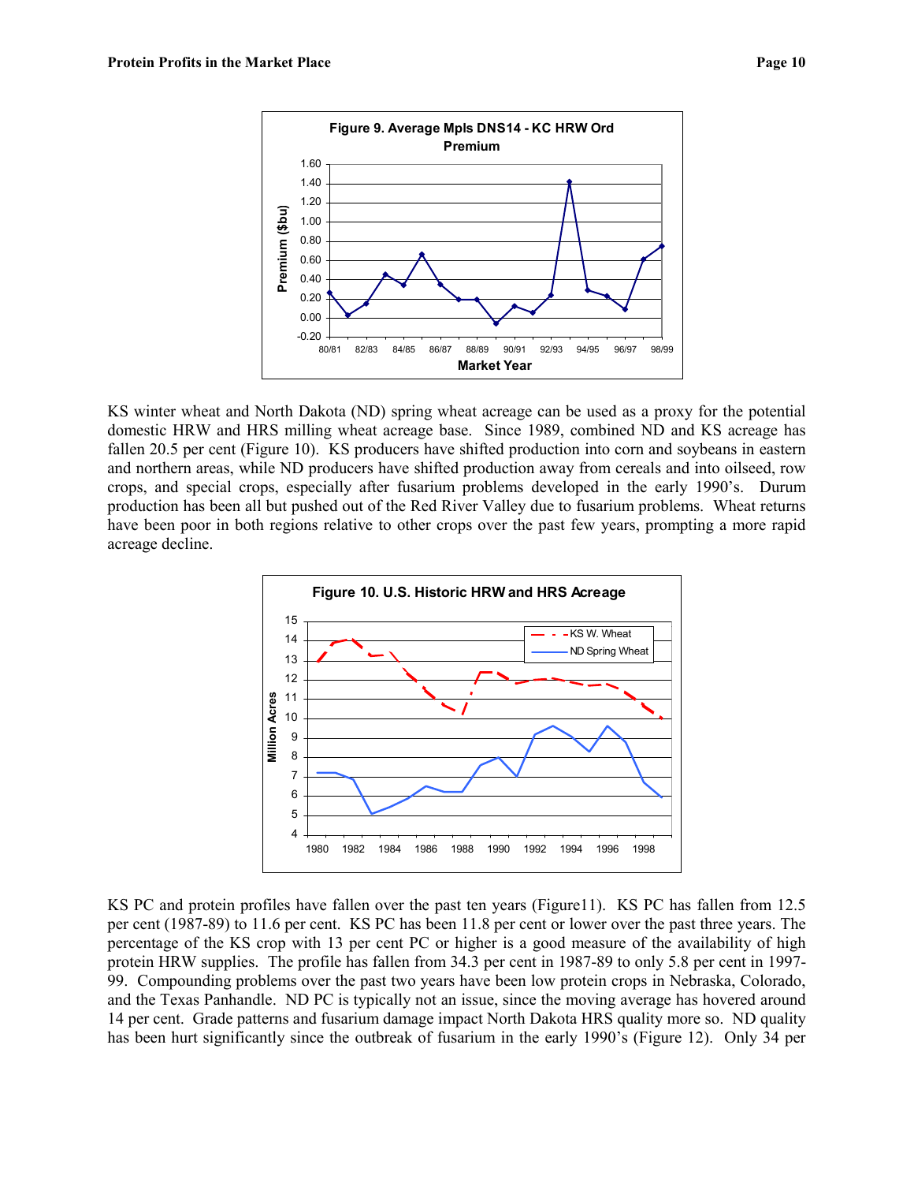**Figure 9. Average Mpls DNS14 - KC HRW Ord Premium**

KS winter wheat and North Dakota (ND) spring wheat acreage can be used as a proxy for the potential domestic HRW and HRS milling wheat acreage base. Since 1989, combined ND and KS acreage has fallen 20.5 per cent (Figure 10). KS producers have shifted production into corn and soybeans in eastern and northern areas, while ND producers have shifted production away from cereals and into oilseed, row crops, and special crops, especially after fusarium problems developed in the early 1990's. Durum production has been all but pushed out of the Red River Valley due to fusarium problems. Wheat returns have been poor in both regions relative to other crops over the past few years, prompting a more rapid acreage decline.

**Figure 10. U.S. Historic HRW and HRS Acreage**

KS PC and protein profiles have fallen over the past ten years (Figure11). KS PC has fallen from 12.5 per cent (1987-89) to 11.6 per cent. KS PC has been 11.8 per cent or lower over the past three years. The percentage of the KS crop with 13 per cent PC or higher is a good measure of the availability of high protein HRW supplies. The profile has fallen from 34.3 per cent in 1987-89 to only 5.8 per cent in 1997-99. Compounding problems over the past two years have been low protein crops in Nebraska, Colorado, and the Texas Panhandle. ND PC is typically not an issue, since the moving average has hovered around 14 per cent. Grade patterns and fusarium damage impact North Dakota HRS quality more so. ND quality has been hurt significantly since the outbreak of fusarium in the early 1990's (Figure 12). Only 34 per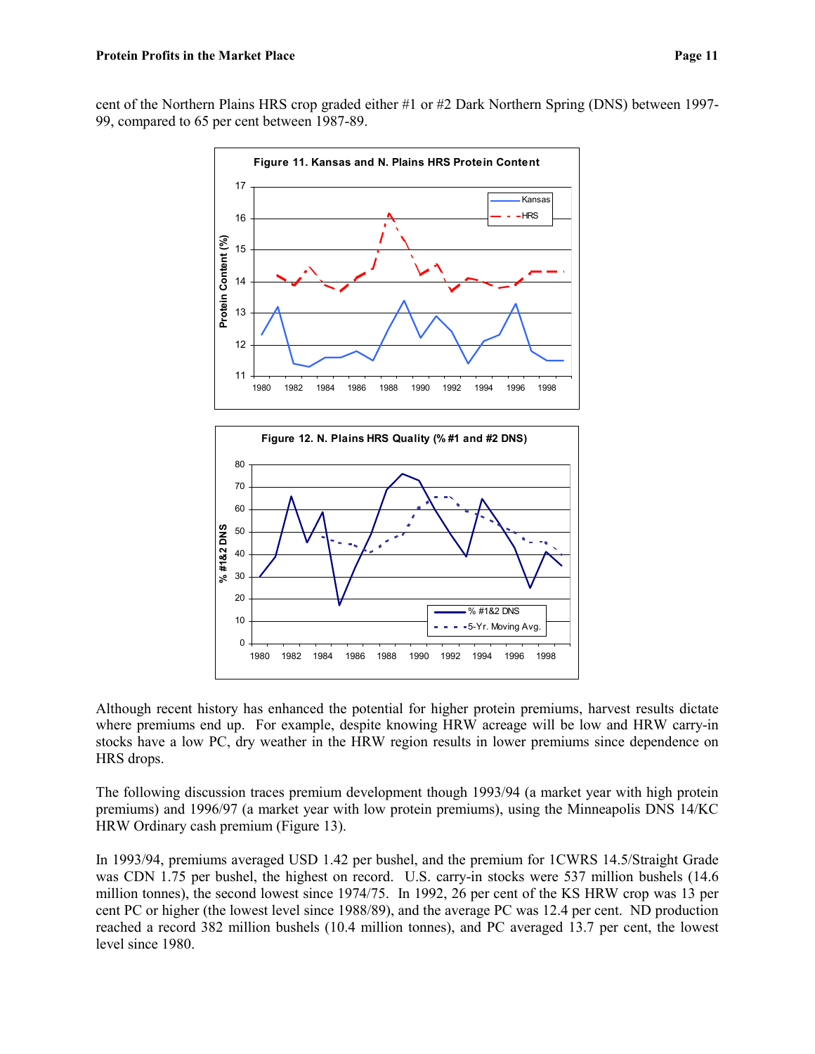cent of the Northern Plains HRS crop graded either #1 or #2 Dark Northern Spring (DNS) between 1997-99, compared to 65 per cent between 1987-89.

**Figure 11. Kansas and N. Plains HRS Protein Content**

**Figure 12. N. Plains HRS Quality (% #1 and #2 DNS)**

Although recent history has enhanced the potential for higher protein premiums, harvest results dictate where premiums end up. For example, despite knowing HRW acreage will be low and HRW carry-in stocks have a low PC, dry weather in the HRW region results in lower premiums since dependence on HRS drops.

The following discussion traces premium development though 1993/94 (a market year with high protein premiums) and 1996/97 (a market year with low protein premiums), using the Minneapolis DNS 14/KC HRW Ordinary cash premium (Figure 13).

In 1993/94, premiums averaged USD 1.42 per bushel, and the premium for 1CWRS 14.5/Straight Grade was CDN 1.75 per bushel, the highest on record. U.S. carry-in stocks were 537 million bushels (14.6 million tonnes), the second lowest since 1974/75. In 1992, 26 per cent of the KS HRW crop was 13 per cent PC or higher (the lowest level since 1988/89), and the average PC was 12.4 per cent. ND production reached a record 382 million bushels (10.4 million tonnes), and PC averaged 13.7 per cent, the lowest level since 1980.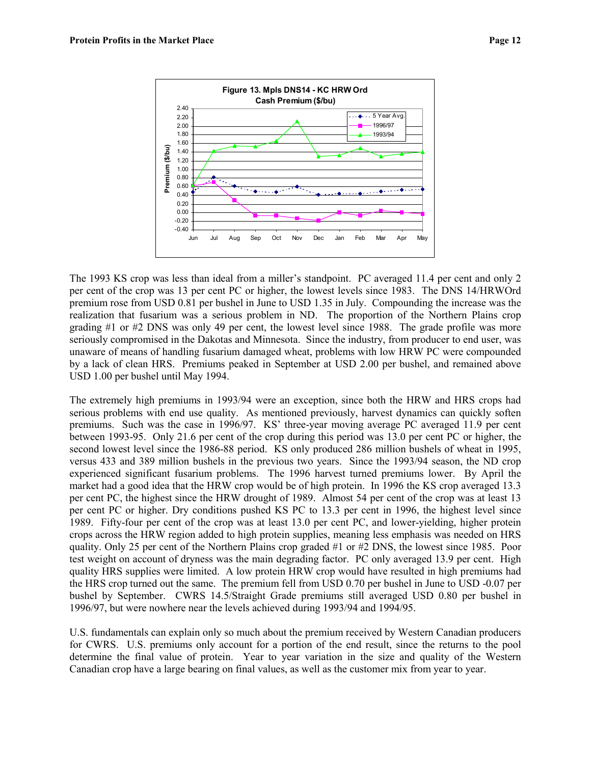**Figure 13. Mpls DNS14 - KC HRW Ord Cash Premium ($/bu)**

The 1993 KS crop was less than ideal from a miller's standpoint. PC averaged 11.4 per cent and only 2 per cent of the crop was 13 per cent PC or higher, the lowest levels since 1983. The DNS 14/HRWOrd premium rose from USD 0.81 per bushel in June to USD 1.35 in July. Compounding the increase was the realization that fusarium was a serious problem in ND. The proportion of the Northern Plains crop grading #1 or #2 DNS was only 49 per cent, the lowest level since 1988. The grade profile was more seriously compromised in the Dakotas and Minnesota. Since the industry, from producer to end user, was unaware of means of handling fusarium damaged wheat, problems with low HRW PC were compounded by a lack of clean HRS. Premiums peaked in September at USD 2.00 per bushel, and remained above USD 1.00 per bushel until May 1994.

The extremely high premiums in 1993/94 were an exception, since both the HRW and HRS crops had serious problems with end use quality. As mentioned previously, harvest dynamics can quickly soften premiums. Such was the case in 1996/97. KS' three-year moving average PC averaged 11.9 per cent between 1993-95. Only 21.6 per cent of the crop during this period was 13.0 per cent PC or higher, the second lowest level since the 1986-88 period. KS only produced 286 million bushels of wheat in 1995, versus 433 and 389 million bushels in the previous two years. Since the 1993/94 season, the ND crop experienced significant fusarium problems. The 1996 harvest turned premiums lower. By April the market had a good idea that the HRW crop would be of high protein. In 1996 the KS crop averaged 13.3 per cent PC, the highest since the HRW drought of 1989. Almost 54 per cent of the crop was at least 13 per cent PC or higher. Dry conditions pushed KS PC to 13.3 per cent in 1996, the highest level since 1989. Fifty-four per cent of the crop was at least 13.0 per cent PC, and lower-yielding, higher protein crops across the HRW region added to high protein supplies, meaning less emphasis was needed on HRS quality. Only 25 per cent of the Northern Plains crop graded #1 or #2 DNS, the lowest since 1985. Poor test weight on account of dryness was the main degrading factor. PC only averaged 13.9 per cent. High quality HRS supplies were limited. A low protein HRW crop would have resulted in high premiums had the HRS crop turned out the same. The premium fell from USD 0.70 per bushel in June to USD -0.07 per bushel by September. CWRS 14.5/Straight Grade premiums still averaged USD 0.80 per bushel in 1996/97, but were nowhere near the levels achieved during 1993/94 and 1994/95.

U.S. fundamentals can explain only so much about the premium received by Western Canadian producers for CWRS. U.S. premiums only account for a portion of the end result, since the returns to the pool determine the final value of protein. Year to year variation in the size and quality of the Western Canadian crop have a large bearing on final values, as well as the customer mix from year to year.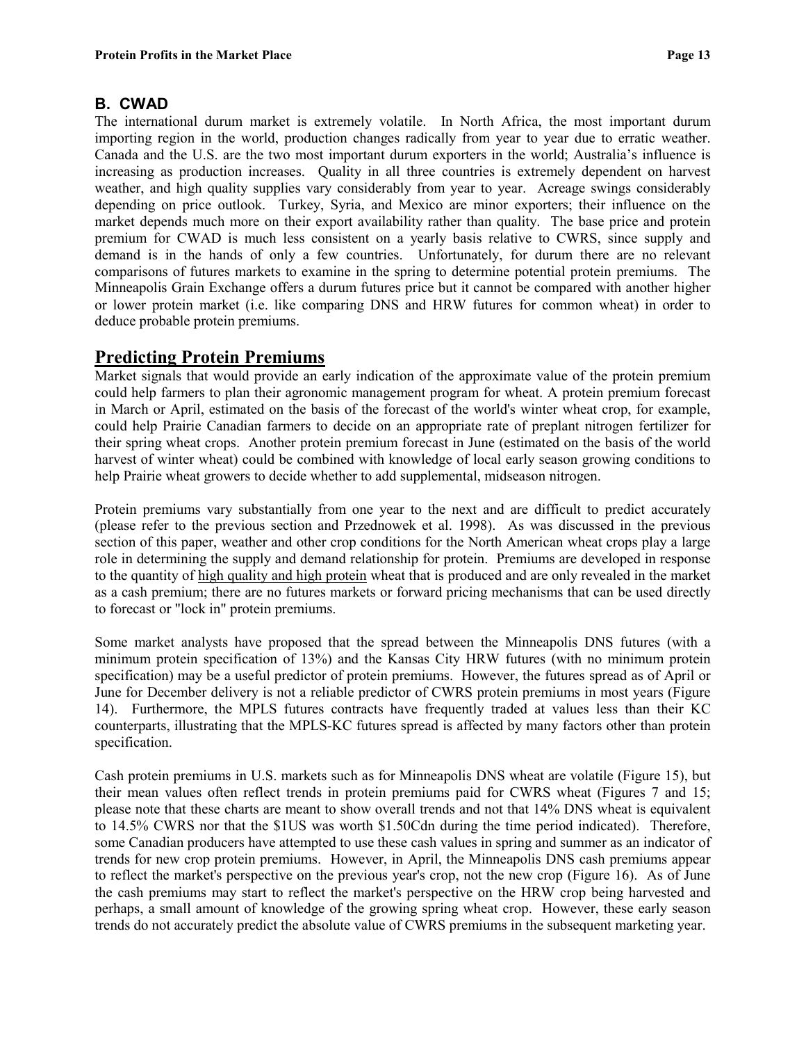### B. CWAD

The international durum market is extremely volatile. In North Africa, the most important durum importing region in the world, production changes radically from year to year due to erratic weather. Canada and the U.S. are the two most important durum exporters in the world; Australia's influence is increasing as production increases. Quality in all three countries is extremely dependent on harvest weather, and high quality supplies vary considerably from year to year. Acreage swings considerably depending on price outlook. Turkey, Syria, and Mexico are minor exporters; their influence on the market depends much more on their export availability rather than quality. The base price and protein premium for CWAD is much less consistent on a yearly basis relative to CWRS, since supply and demand is in the hands of only a few countries. Unfortunately, for durum there are no relevant comparisons of futures markets to examine in the spring to determine potential protein premiums. The Minneapolis Grain Exchange offers a durum futures price but it cannot be compared with another higher or lower protein market (i.e. like comparing DNS and HRW futures for common wheat) in order to deduce probable protein premiums.

## Predicting Protein Premiums

Market signals that would provide an early indication of the approximate value of the protein premium could help farmers to plan their agronomic management program for wheat. A protein premium forecast in March or April, estimated on the basis of the forecast of the world's winter wheat crop, for example, could help Prairie Canadian farmers to decide on an appropriate rate of preplant nitrogen fertilizer for their spring wheat crops. Another protein premium forecast in June (estimated on the basis of the world harvest of winter wheat) could be combined with knowledge of local early season growing conditions to help Prairie wheat growers to decide whether to add supplemental, midseason nitrogen.

Protein premiums vary substantially from one year to the next and are difficult to predict accurately (please refer to the previous section and Przednowek et al. 1998). As was discussed in the previous section of this paper, weather and other crop conditions for the North American wheat crops play a large role in determining the supply and demand relationship for protein. Premiums are developed in response to the quantity of high quality and high protein wheat that is produced and are only revealed in the market as a cash premium; there are no futures markets or forward pricing mechanisms that can be used directly to forecast or "lock in" protein premiums.

Some market analysts have proposed that the spread between the Minneapolis DNS futures (with a minimum protein specification of 13%) and the Kansas City HRW futures (with no minimum protein specification) may be a useful predictor of protein premiums. However, the futures spread as of April or June for December delivery is not a reliable predictor of CWRS protein premiums in most years (Figure 14). Furthermore, the MPLS futures contracts have frequently traded at values less than their KC counterparts, illustrating that the MPLS-KC futures spread is affected by many factors other than protein specification.

Cash protein premiums in U.S. markets such as for Minneapolis DNS wheat are volatile (Figure 15), but their mean values often reflect trends in protein premiums paid for CWRS wheat (Figures 7 and 15; please note that these charts are meant to show overall trends and not that 14% DNS wheat is equivalent to 14.5% CWRS nor that the $1US was worth $1.50Cdn during the time period indicated). Therefore, some Canadian producers have attempted to use these cash values in spring and summer as an indicator of trends for new crop protein premiums. However, in April, the Minneapolis DNS cash premiums appear to reflect the market's perspective on the previous year's crop, not the new crop (Figure 16). As of June the cash premiums may start to reflect the market's perspective on the HRW crop being harvested and perhaps, a small amount of knowledge of the growing spring wheat crop. However, these early season trends do not accurately predict the absolute value of CWRS premiums in the subsequent marketing year.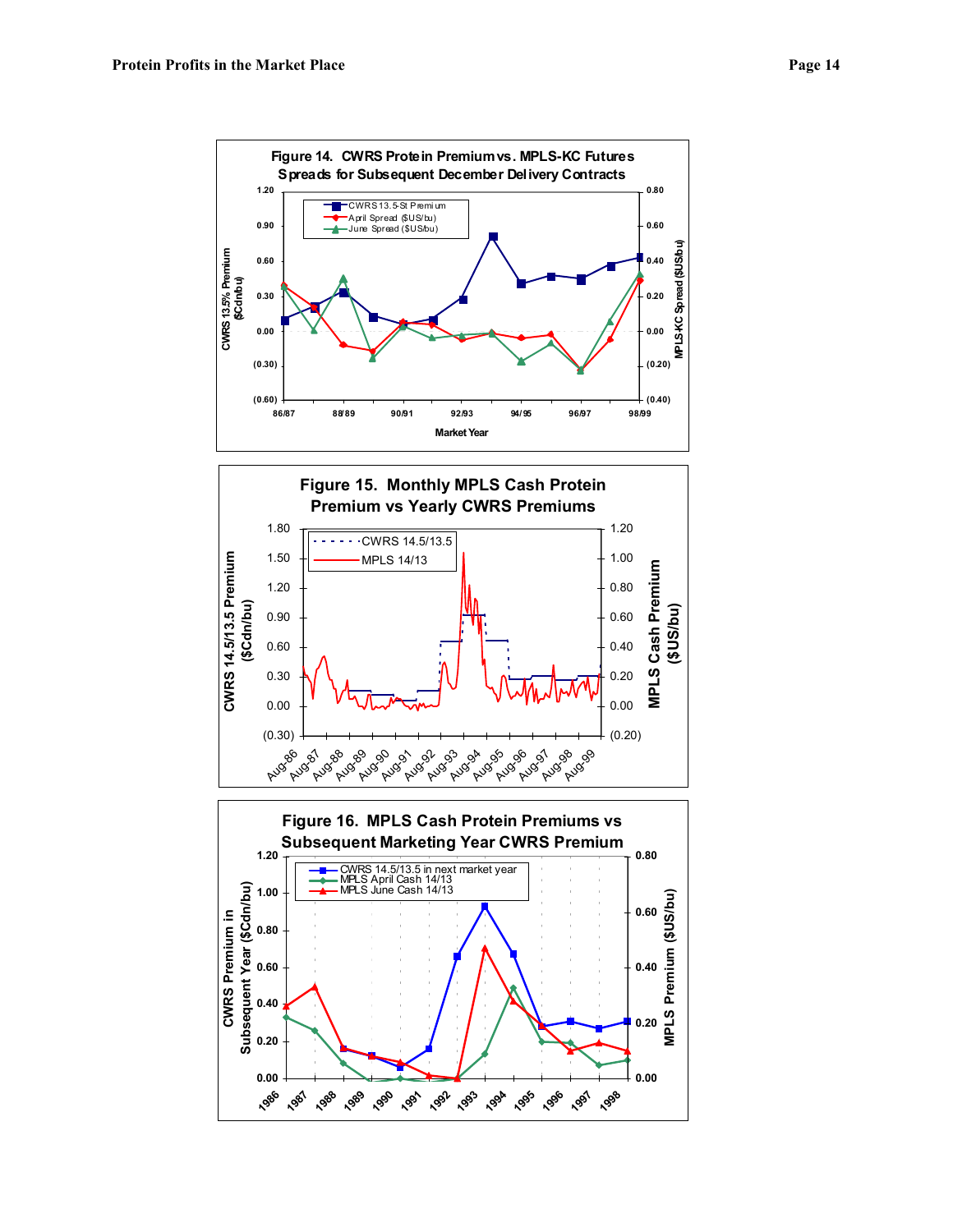**Figure 14. CWRS Protein Premium vs. MPLS-KC Futures Spreads for Subsequent December Delivery Contracts**

**Figure 15. Monthly MPLS Cash Protein Premium vs Yearly CWRS Premiums**

**Figure 16. MPLS Cash Protein Premiums vs Subsequent Marketing Year CWRS Premium**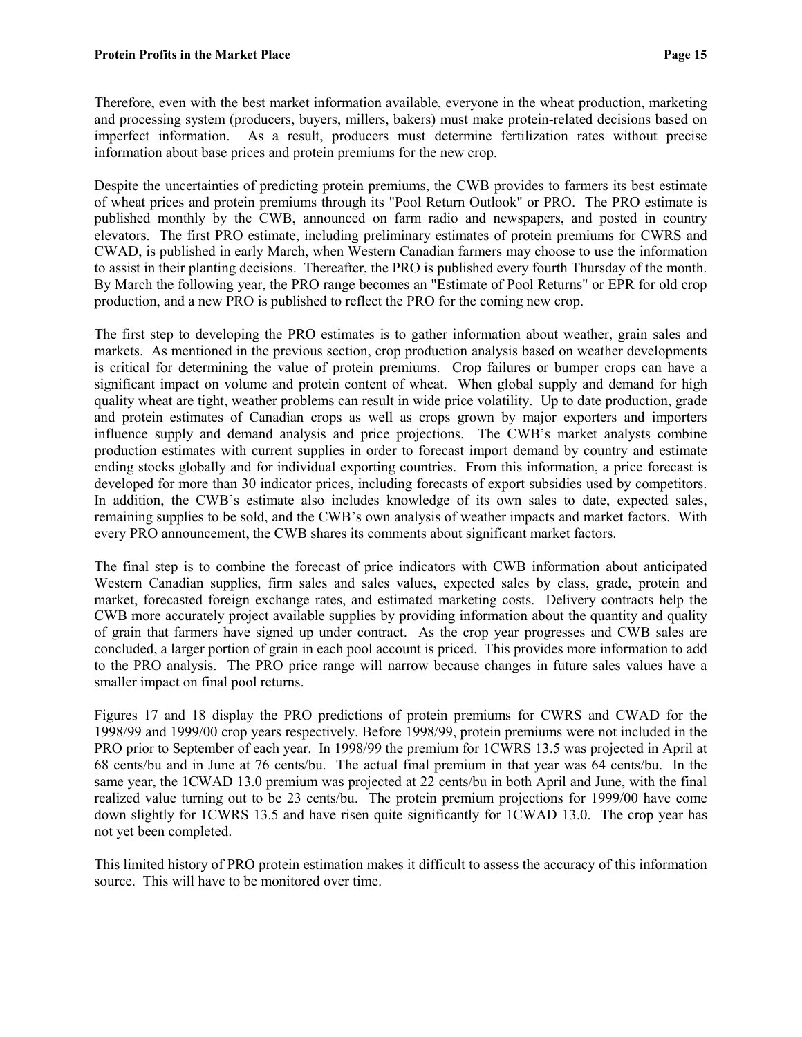Therefore, even with the best market information available, everyone in the wheat production, marketing and processing system (producers, buyers, millers, bakers) must make protein-related decisions based on imperfect information. As a result, producers must determine fertilization rates without precise information about base prices and protein premiums for the new crop.

Despite the uncertainties of predicting protein premiums, the CWB provides to farmers its best estimate of wheat prices and protein premiums through its "Pool Return Outlook" or PRO. The PRO estimate is published monthly by the CWB, announced on farm radio and newspapers, and posted in country elevators. The first PRO estimate, including preliminary estimates of protein premiums for CWRS and CWAD, is published in early March, when Western Canadian farmers may choose to use the information to assist in their planting decisions. Thereafter, the PRO is published every fourth Thursday of the month. By March the following year, the PRO range becomes an "Estimate of Pool Returns" or EPR for old crop production, and a new PRO is published to reflect the PRO for the coming new crop.

The first step to developing the PRO estimates is to gather information about weather, grain sales and markets. As mentioned in the previous section, crop production analysis based on weather developments is critical for determining the value of protein premiums. Crop failures or bumper crops can have a significant impact on volume and protein content of wheat. When global supply and demand for high quality wheat are tight, weather problems can result in wide price volatility. Up to date production, grade and protein estimates of Canadian crops as well as crops grown by major exporters and importers influence supply and demand analysis and price projections. The CWB's market analysts combine production estimates with current supplies in order to forecast import demand by country and estimate ending stocks globally and for individual exporting countries. From this information, a price forecast is developed for more than 30 indicator prices, including forecasts of export subsidies used by competitors. In addition, the CWB's estimate also includes knowledge of its own sales to date, expected sales, remaining supplies to be sold, and the CWB's own analysis of weather impacts and market factors. With every PRO announcement, the CWB shares its comments about significant market factors.

The final step is to combine the forecast of price indicators with CWB information about anticipated Western Canadian supplies, firm sales and sales values, expected sales by class, grade, protein and market, forecasted foreign exchange rates, and estimated marketing costs. Delivery contracts help the CWB more accurately project available supplies by providing information about the quantity and quality of grain that farmers have signed up under contract. As the crop year progresses and CWB sales are concluded, a larger portion of grain in each pool account is priced. This provides more information to add to the PRO analysis. The PRO price range will narrow because changes in future sales values have a smaller impact on final pool returns.

Figures 17 and 18 display the PRO predictions of protein premiums for CWRS and CWAD for the 1998/99 and 1999/00 crop years respectively. Before 1998/99, protein premiums were not included in the PRO prior to September of each year. In 1998/99 the premium for 1CWRS 13.5 was projected in April at 68 cents/bu and in June at 76 cents/bu. The actual final premium in that year was 64 cents/bu. In the same year, the 1CWAD 13.0 premium was projected at 22 cents/bu in both April and June, with the final realized value turning out to be 23 cents/bu. The protein premium projections for 1999/00 have come down slightly for 1CWRS 13.5 and have risen quite significantly for 1CWAD 13.0. The crop year has not yet been completed.

This limited history of PRO protein estimation makes it difficult to assess the accuracy of this information source. This will have to be monitored over time.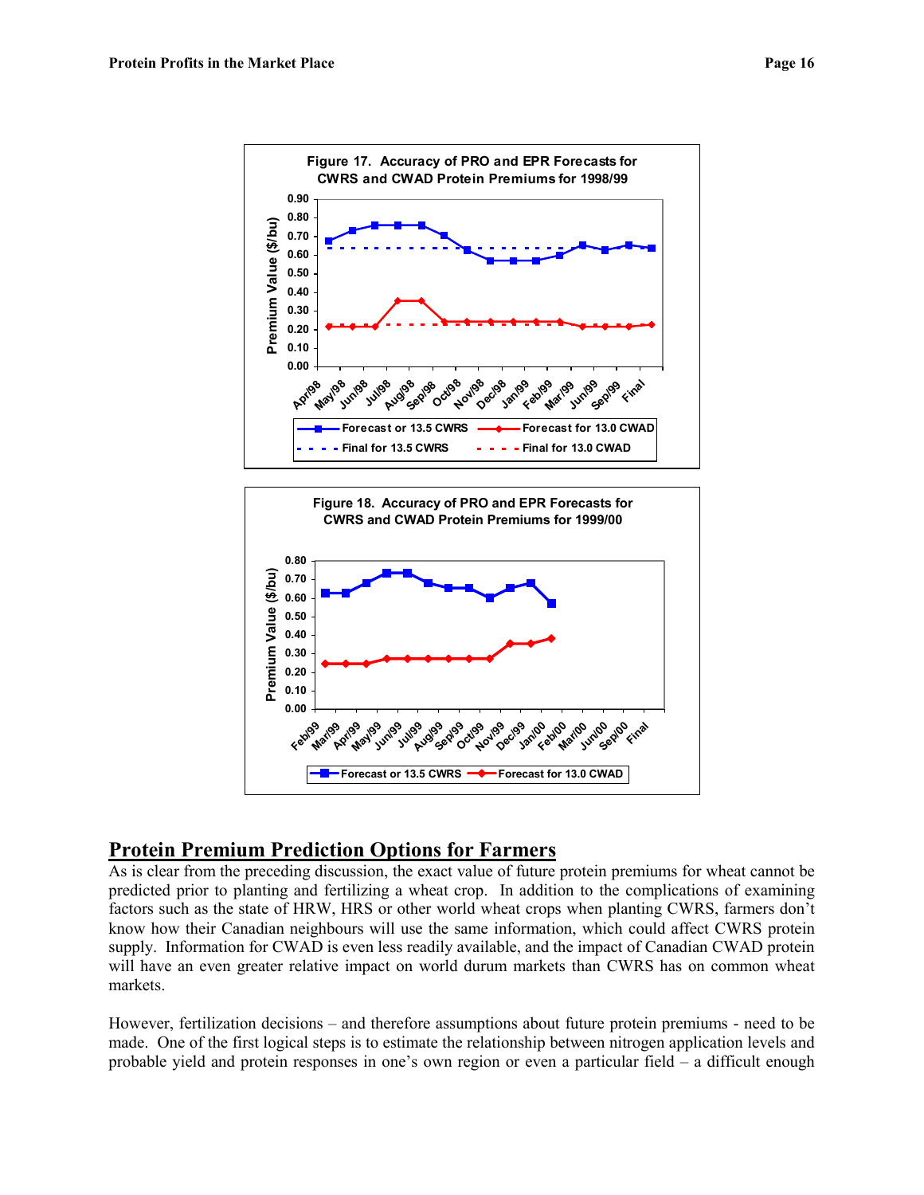Figure 17. Accuracy of PRO and EPR Forecasts for CWRS and CWAD Protein Premiums for 1998/99

Figure 18. Accuracy of PRO and EPR Forecasts for CWRS and CWAD Protein Premiums for 1999/00

## Protein Premium Prediction Options for Farmers

As is clear from the preceding discussion, the exact value of future protein premiums for wheat cannot be predicted prior to planting and fertilizing a wheat crop. In addition to the complications of examining factors such as the state of HRW, HRS or other world wheat crops when planting CWRS, farmers don't know how their Canadian neighbours will use the same information, which could affect CWRS protein supply. Information for CWAD is even less readily available, and the impact of Canadian CWAD protein will have an even greater relative impact on world durum markets than CWRS has on common wheat markets.

However, fertilization decisions – and therefore assumptions about future protein premiums - need to be made. One of the first logical steps is to estimate the relationship between nitrogen application levels and probable yield and protein responses in one's own region or even a particular field – a difficult enough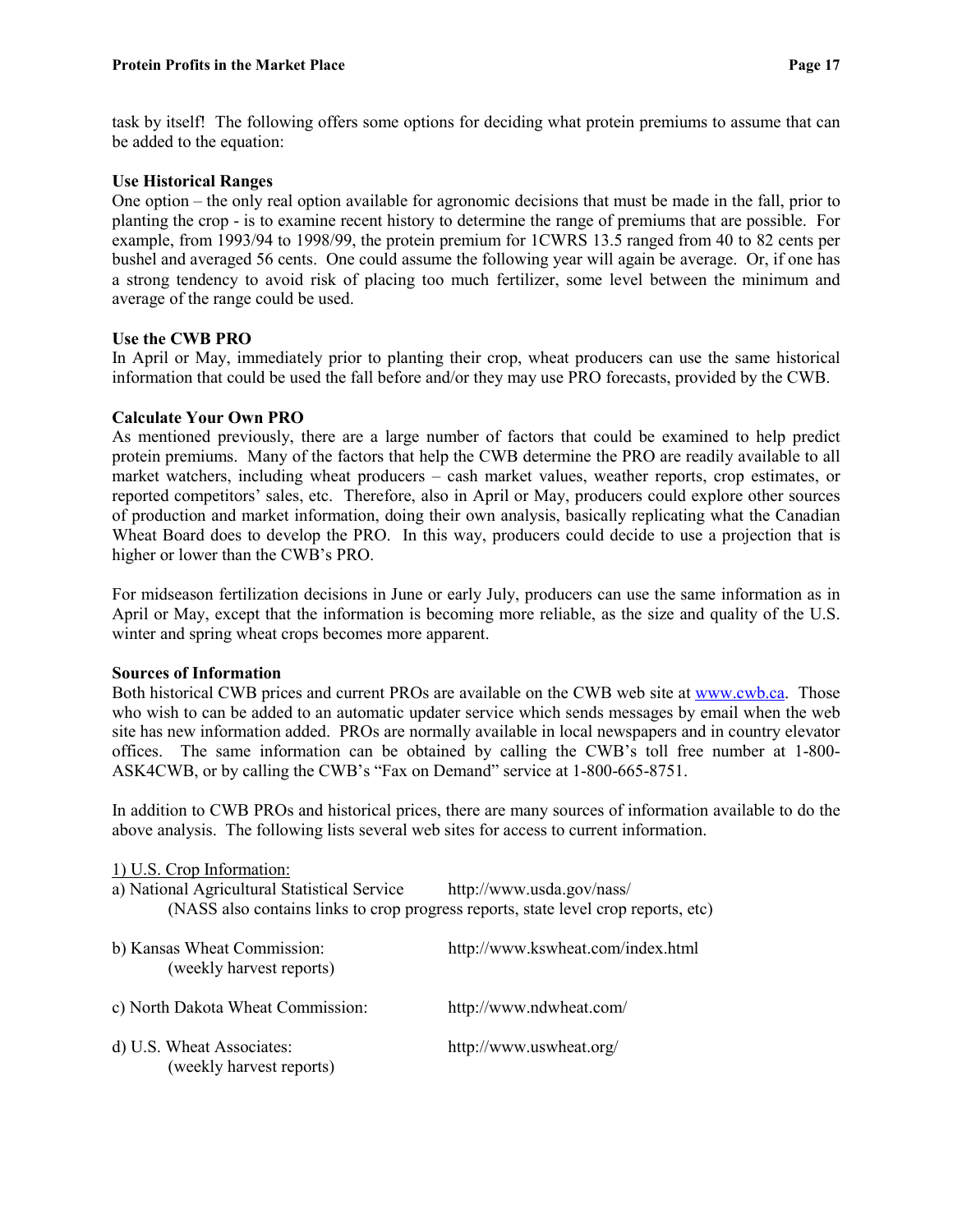task by itself! The following offers some options for deciding what protein premiums to assume that can be added to the equation:

**Use Historical Ranges**
One option – the only real option available for agronomic decisions that must be made in the fall, prior to planting the crop - is to examine recent history to determine the range of premiums that are possible. For example, from 1993/94 to 1998/99, the protein premium for 1CWRS 13.5 ranged from 40 to 82 cents per bushel and averaged 56 cents. One could assume the following year will again be average. Or, if one has a strong tendency to avoid risk of placing too much fertilizer, some level between the minimum and average of the range could be used.

**Use the CWB PRO**
In April or May, immediately prior to planting their crop, wheat producers can use the same historical information that could be used the fall before and/or they may use PRO forecasts, provided by the CWB.

**Calculate Your Own PRO**
As mentioned previously, there are a large number of factors that could be examined to help predict protein premiums. Many of the factors that help the CWB determine the PRO are readily available to all market watchers, including wheat producers – cash market values, weather reports, crop estimates, or reported competitors' sales, etc. Therefore, also in April or May, producers could explore other sources of production and market information, doing their own analysis, basically replicating what the Canadian Wheat Board does to develop the PRO. In this way, producers could decide to use a projection that is higher or lower than the CWB's PRO.

For midseason fertilization decisions in June or early July, producers can use the same information as in April or May, except that the information is becoming more reliable, as the size and quality of the U.S. winter and spring wheat crops becomes more apparent.

**Sources of Information**
Both historical CWB prices and current PROs are available on the CWB web site at www.cwb.ca. Those who wish to can be added to an automatic updater service which sends messages by email when the web site has new information added. PROs are normally available in local newspapers and in country elevator offices. The same information can be obtained by calling the CWB's toll free number at 1-800-ASK4CWB, or by calling the CWB's "Fax on Demand" service at 1-800-665-8751.

In addition to CWB PROs and historical prices, there are many sources of information available to do the above analysis. The following lists several web sites for access to current information.

1) U.S. Crop Information:

a) National Agricultural Statistical Service — http://www.usda.gov/nass/
(NASS also contains links to crop progress reports, state level crop reports, etc)

b) Kansas Wheat Commission: — http://www.kswheat.com/index.html
(weekly harvest reports)

c) North Dakota Wheat Commission: — http://www.ndwheat.com/

d) U.S. Wheat Associates: — http://www.uswheat.org/
(weekly harvest reports)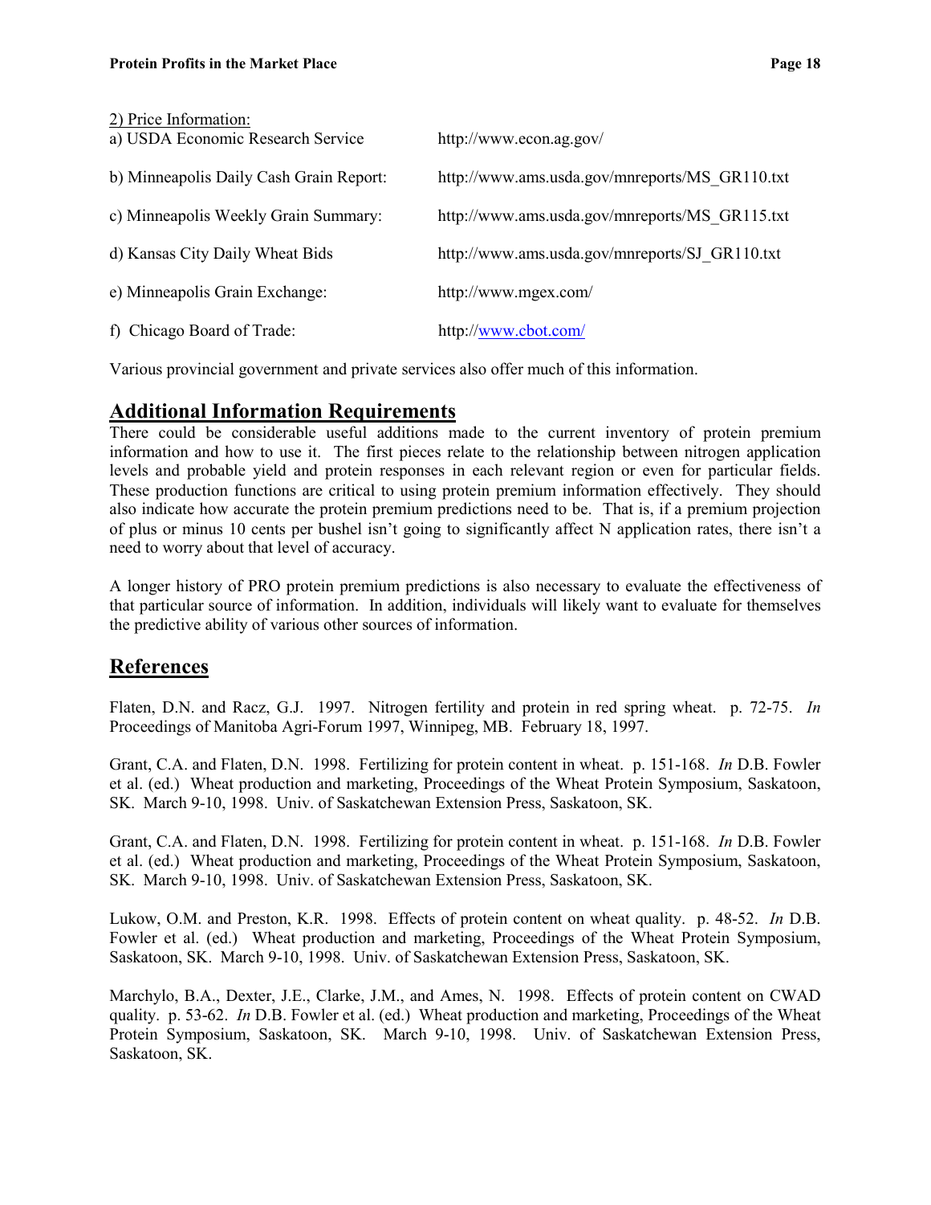2) Price Information:

| | |
|---|---|
| a) USDA Economic Research Service | http://www.econ.ag.gov/ |
| b) Minneapolis Daily Cash Grain Report: | http://www.ams.usda.gov/mnreports/MS_GR110.txt |
| c) Minneapolis Weekly Grain Summary: | http://www.ams.usda.gov/mnreports/MS_GR115.txt |
| d) Kansas City Daily Wheat Bids | http://www.ams.usda.gov/mnreports/SJ_GR110.txt |
| e) Minneapolis Grain Exchange: | http://www.mgex.com/ |
| f) Chicago Board of Trade: | http://www.cbot.com/ |

Various provincial government and private services also offer much of this information.

## Additional Information Requirements

There could be considerable useful additions made to the current inventory of protein premium information and how to use it. The first pieces relate to the relationship between nitrogen application levels and probable yield and protein responses in each relevant region or even for particular fields. These production functions are critical to using protein premium information effectively. They should also indicate how accurate the protein premium predictions need to be. That is, if a premium projection of plus or minus 10 cents per bushel isn't going to significantly affect N application rates, there isn't a need to worry about that level of accuracy.

A longer history of PRO protein premium predictions is also necessary to evaluate the effectiveness of that particular source of information. In addition, individuals will likely want to evaluate for themselves the predictive ability of various other sources of information.

## References

Flaten, D.N. and Racz, G.J. 1997. Nitrogen fertility and protein in red spring wheat. p. 72-75. *In* Proceedings of Manitoba Agri-Forum 1997, Winnipeg, MB. February 18, 1997.

Grant, C.A. and Flaten, D.N. 1998. Fertilizing for protein content in wheat. p. 151-168. *In* D.B. Fowler et al. (ed.) Wheat production and marketing, Proceedings of the Wheat Protein Symposium, Saskatoon, SK. March 9-10, 1998. Univ. of Saskatchewan Extension Press, Saskatoon, SK.

Grant, C.A. and Flaten, D.N. 1998. Fertilizing for protein content in wheat. p. 151-168. *In* D.B. Fowler et al. (ed.) Wheat production and marketing, Proceedings of the Wheat Protein Symposium, Saskatoon, SK. March 9-10, 1998. Univ. of Saskatchewan Extension Press, Saskatoon, SK.

Lukow, O.M. and Preston, K.R. 1998. Effects of protein content on wheat quality. p. 48-52. *In* D.B. Fowler et al. (ed.) Wheat production and marketing, Proceedings of the Wheat Protein Symposium, Saskatoon, SK. March 9-10, 1998. Univ. of Saskatchewan Extension Press, Saskatoon, SK.

Marchylo, B.A., Dexter, J.E., Clarke, J.M., and Ames, N. 1998. Effects of protein content on CWAD quality. p. 53-62. *In* D.B. Fowler et al. (ed.) Wheat production and marketing, Proceedings of the Wheat Protein Symposium, Saskatoon, SK. March 9-10, 1998. Univ. of Saskatchewan Extension Press, Saskatoon, SK.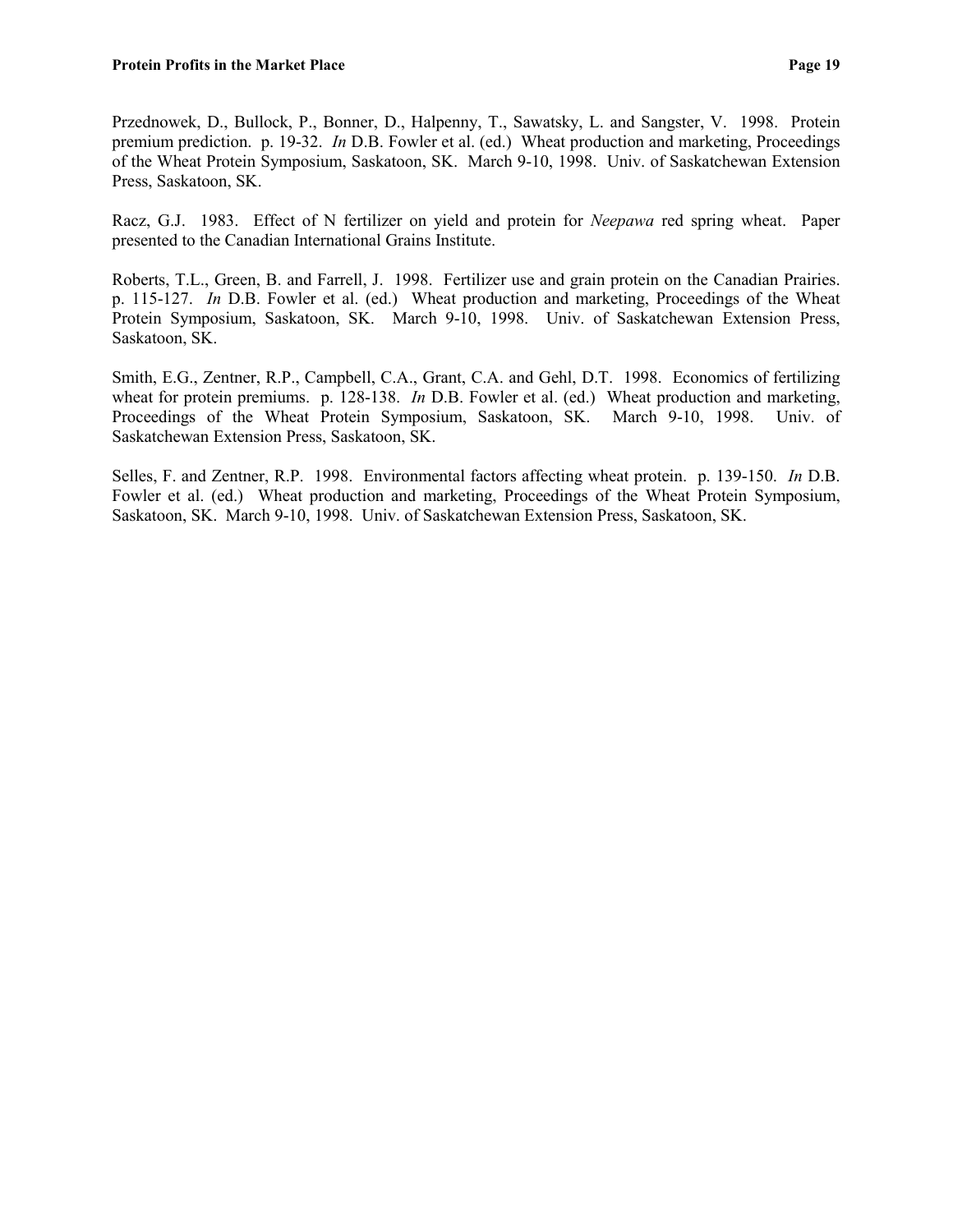Przednowek, D., Bullock, P., Bonner, D., Halpenny, T., Sawatsky, L. and Sangster, V. 1998. Protein premium prediction. p. 19-32. *In* D.B. Fowler et al. (ed.) Wheat production and marketing, Proceedings of the Wheat Protein Symposium, Saskatoon, SK. March 9-10, 1998. Univ. of Saskatchewan Extension Press, Saskatoon, SK.

Racz, G.J. 1983. Effect of N fertilizer on yield and protein for *Neepawa* red spring wheat. Paper presented to the Canadian International Grains Institute.

Roberts, T.L., Green, B. and Farrell, J. 1998. Fertilizer use and grain protein on the Canadian Prairies. p. 115-127. *In* D.B. Fowler et al. (ed.) Wheat production and marketing, Proceedings of the Wheat Protein Symposium, Saskatoon, SK. March 9-10, 1998. Univ. of Saskatchewan Extension Press, Saskatoon, SK.

Smith, E.G., Zentner, R.P., Campbell, C.A., Grant, C.A. and Gehl, D.T. 1998. Economics of fertilizing wheat for protein premiums. p. 128-138. *In* D.B. Fowler et al. (ed.) Wheat production and marketing, Proceedings of the Wheat Protein Symposium, Saskatoon, SK. March 9-10, 1998. Univ. of Saskatchewan Extension Press, Saskatoon, SK.

Selles, F. and Zentner, R.P. 1998. Environmental factors affecting wheat protein. p. 139-150. *In* D.B. Fowler et al. (ed.) Wheat production and marketing, Proceedings of the Wheat Protein Symposium, Saskatoon, SK. March 9-10, 1998. Univ. of Saskatchewan Extension Press, Saskatoon, SK.